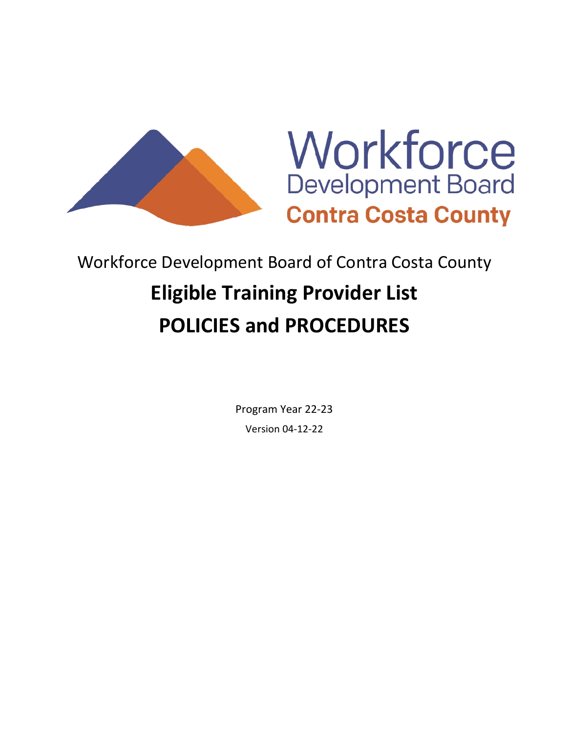Workforce Development Board

Contra Costa County

Workforce Development Board of Contra Costa County

# Eligible Training Provider List

# POLICIES and PROCEDURES

Program Year 22-23

Version 04-12-22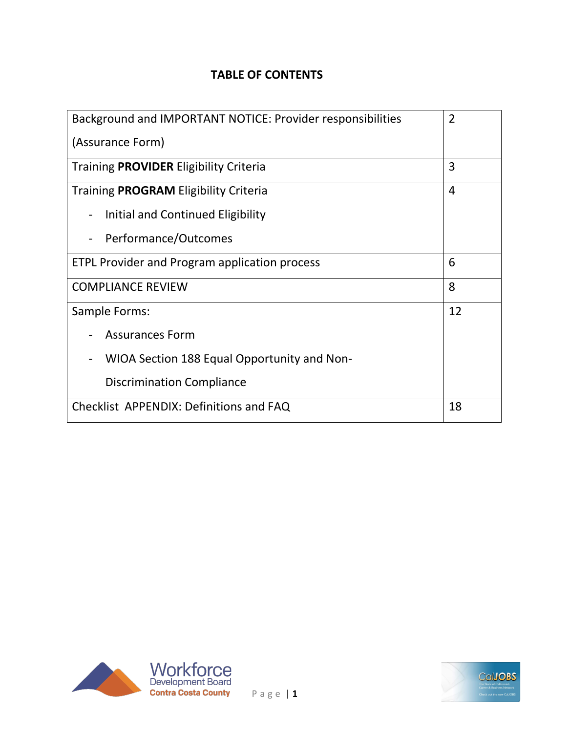# TABLE OF CONTENTS

| | |
|---|---|
| Background and IMPORTANT NOTICE: Provider responsibilities (Assurance Form) | 2 |
| Training **PROVIDER** Eligibility Criteria | 3 |
| Training **PROGRAM** Eligibility Criteria<br>- Initial and Continued Eligibility<br>- Performance/Outcomes | 4 |
| ETPL Provider and Program application process | 6 |
| COMPLIANCE REVIEW | 8 |
| Sample Forms:<br>- Assurances Form<br>- WIOA Section 188 Equal Opportunity and Non-Discrimination Compliance | 12 |
| Checklist APPENDIX: Definitions and FAQ | 18 |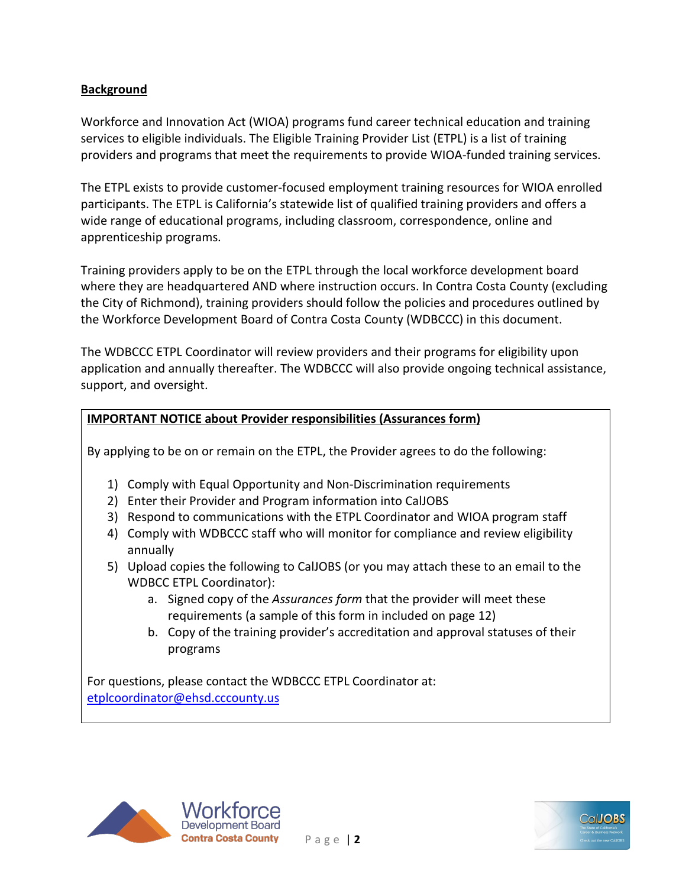## Background

Workforce and Innovation Act (WIOA) programs fund career technical education and training services to eligible individuals. The Eligible Training Provider List (ETPL) is a list of training providers and programs that meet the requirements to provide WIOA-funded training services.

The ETPL exists to provide customer-focused employment training resources for WIOA enrolled participants. The ETPL is California's statewide list of qualified training providers and offers a wide range of educational programs, including classroom, correspondence, online and apprenticeship programs.

Training providers apply to be on the ETPL through the local workforce development board where they are headquartered AND where instruction occurs. In Contra Costa County (excluding the City of Richmond), training providers should follow the policies and procedures outlined by the Workforce Development Board of Contra Costa County (WDBCCC) in this document.

The WDBCCC ETPL Coordinator will review providers and their programs for eligibility upon application and annually thereafter. The WDBCCC will also provide ongoing technical assistance, support, and oversight.

**IMPORTANT NOTICE about Provider responsibilities (Assurances form)**

By applying to be on or remain on the ETPL, the Provider agrees to do the following:

1) Comply with Equal Opportunity and Non-Discrimination requirements
2) Enter their Provider and Program information into CalJOBS
3) Respond to communications with the ETPL Coordinator and WIOA program staff
4) Comply with WDBCCC staff who will monitor for compliance and review eligibility annually
5) Upload copies the following to CalJOBS (or you may attach these to an email to the WDBCC ETPL Coordinator):
    a. Signed copy of the *Assurances form* that the provider will meet these requirements (a sample of this form in included on page 12)
    b. Copy of the training provider's accreditation and approval statuses of their programs

For questions, please contact the WDBCCC ETPL Coordinator at: etplcoordinator@ehsd.cccounty.us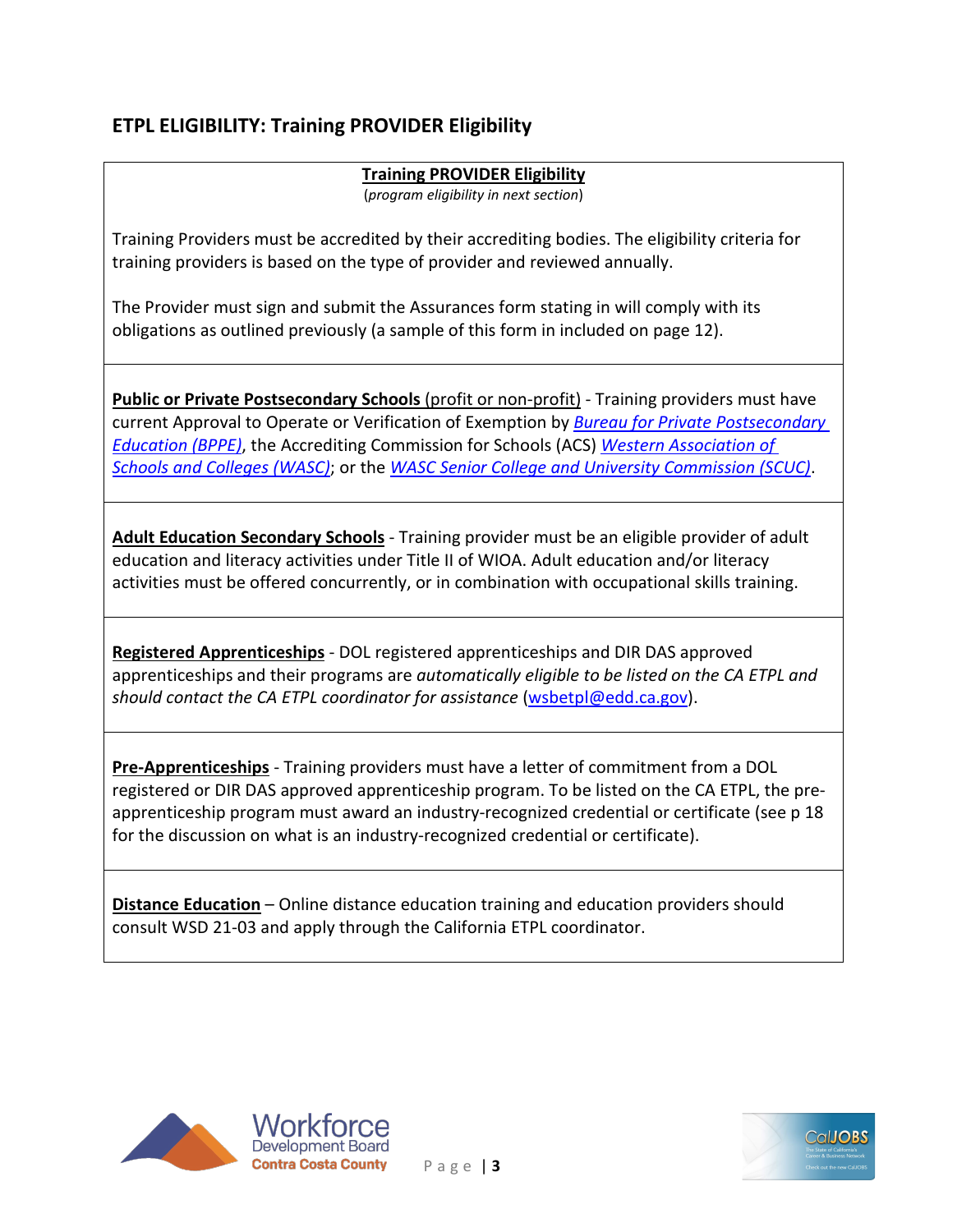## ETPL ELIGIBILITY: Training PROVIDER Eligibility

**Training PROVIDER Eligibility**
(*program eligibility in next section*)

Training Providers must be accredited by their accrediting bodies. The eligibility criteria for training providers is based on the type of provider and reviewed annually.

The Provider must sign and submit the Assurances form stating in will comply with its obligations as outlined previously (a sample of this form in included on page 12).

**Public or Private Postsecondary Schools** (profit or non-profit) - Training providers must have current Approval to Operate or Verification of Exemption by *Bureau for Private Postsecondary Education (BPPE)*, the Accrediting Commission for Schools (ACS) *Western Association of Schools and Colleges (WASC)*; or the *WASC Senior College and University Commission (SCUC)*.

**Adult Education Secondary Schools** - Training provider must be an eligible provider of adult education and literacy activities under Title II of WIOA. Adult education and/or literacy activities must be offered concurrently, or in combination with occupational skills training.

**Registered Apprenticeships** - DOL registered apprenticeships and DIR DAS approved apprenticeships and their programs are *automatically eligible to be listed on the CA ETPL and should contact the CA ETPL coordinator for assistance* (wsbetpl@edd.ca.gov).

**Pre-Apprenticeships** - Training providers must have a letter of commitment from a DOL registered or DIR DAS approved apprenticeship program. To be listed on the CA ETPL, the pre-apprenticeship program must award an industry-recognized credential or certificate (see p 18 for the discussion on what is an industry-recognized credential or certificate).

**Distance Education** – Online distance education training and education providers should consult WSD 21-03 and apply through the California ETPL coordinator.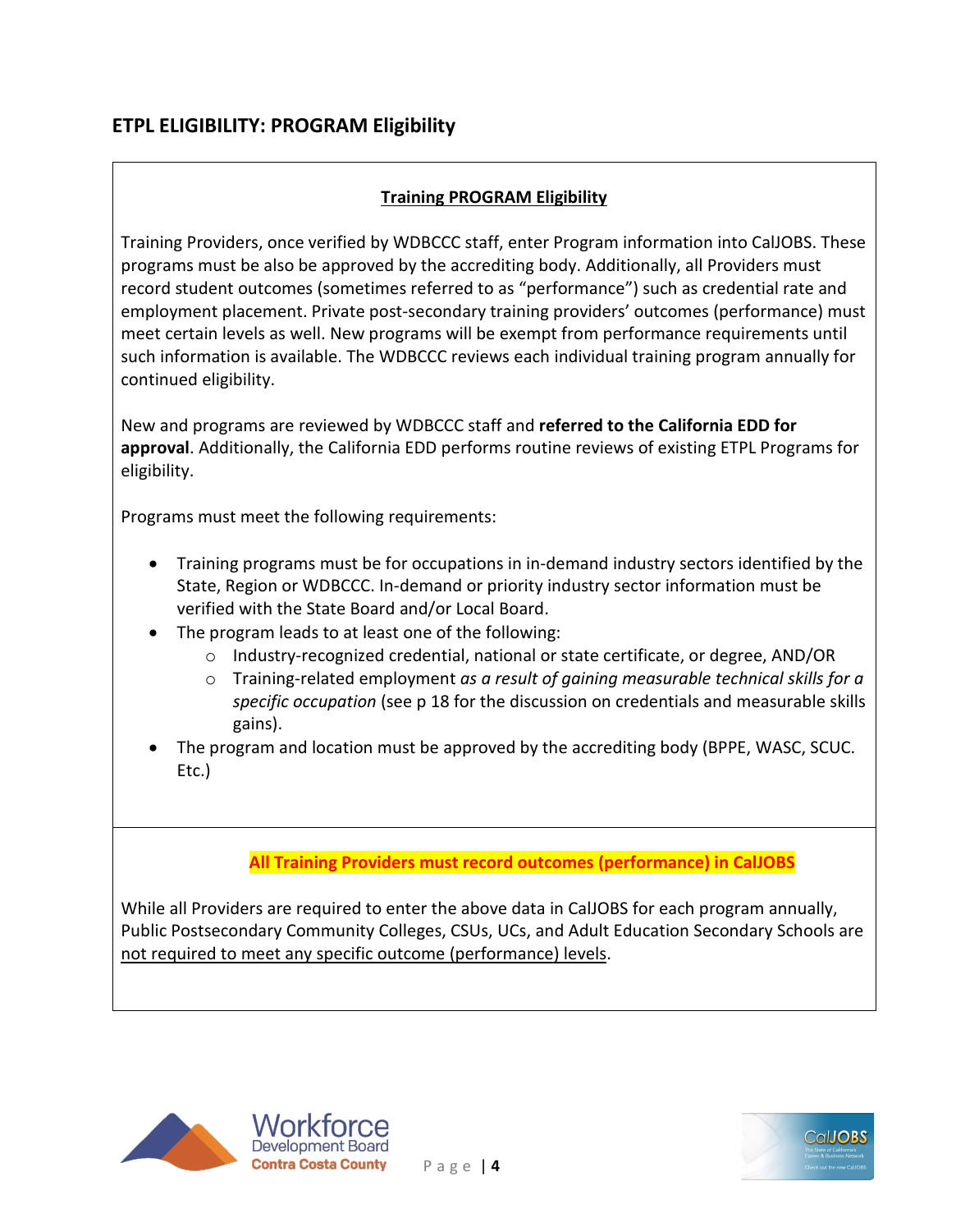## ETPL ELIGIBILITY: PROGRAM Eligibility

**Training PROGRAM Eligibility**

Training Providers, once verified by WDBCCC staff, enter Program information into CalJOBS. These programs must be also be approved by the accrediting body. Additionally, all Providers must record student outcomes (sometimes referred to as "performance") such as credential rate and employment placement. Private post-secondary training providers' outcomes (performance) must meet certain levels as well. New programs will be exempt from performance requirements until such information is available. The WDBCCC reviews each individual training program annually for continued eligibility.

New and programs are reviewed by WDBCCC staff and **referred to the California EDD for approval**. Additionally, the California EDD performs routine reviews of existing ETPL Programs for eligibility.

Programs must meet the following requirements:

- Training programs must be for occupations in in-demand industry sectors identified by the State, Region or WDBCCC. In-demand or priority industry sector information must be verified with the State Board and/or Local Board.
- The program leads to at least one of the following:
  - Industry-recognized credential, national or state certificate, or degree, AND/OR
  - Training-related employment *as a result of gaining measurable technical skills for a specific occupation* (see p 18 for the discussion on credentials and measurable skills gains).
- The program and location must be approved by the accrediting body (BPPE, WASC, SCUC. Etc.)

**All Training Providers must record outcomes (performance) in CalJOBS**

While all Providers are required to enter the above data in CalJOBS for each program annually, Public Postsecondary Community Colleges, CSUs, UCs, and Adult Education Secondary Schools are not required to meet any specific outcome (performance) levels.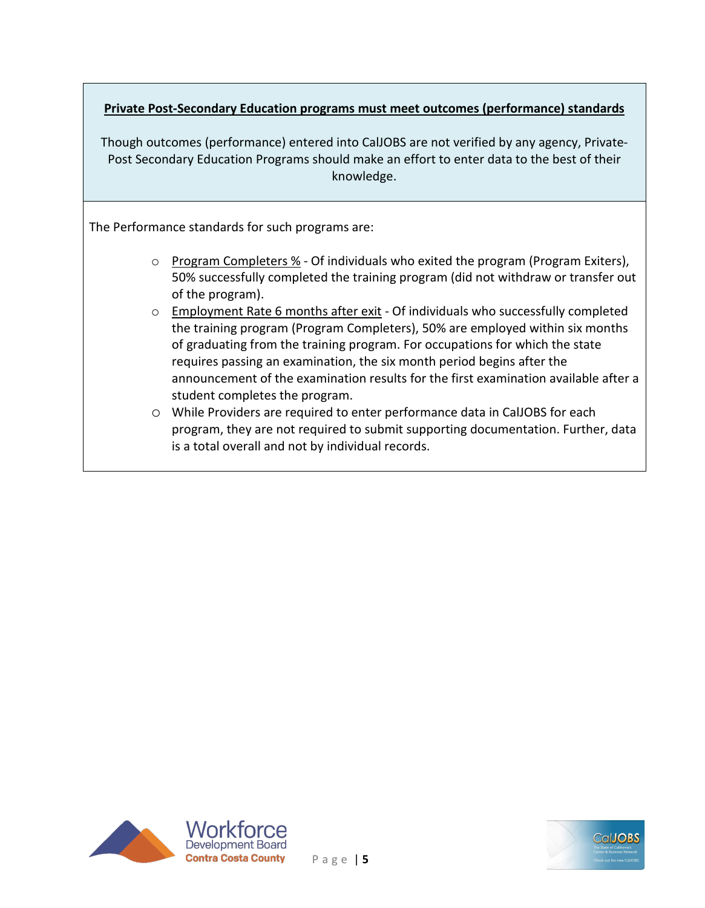**<u>Private Post-Secondary Education programs must meet outcomes (performance) standards</u>**

Though outcomes (performance) entered into CalJOBS are not verified by any agency, Private-Post Secondary Education Programs should make an effort to enter data to the best of their knowledge.

The Performance standards for such programs are:

- <u>Program Completers %</u> - Of individuals who exited the program (Program Exiters), 50% successfully completed the training program (did not withdraw or transfer out of the program).
- <u>Employment Rate 6 months after exit</u> - Of individuals who successfully completed the training program (Program Completers), 50% are employed within six months of graduating from the training program. For occupations for which the state requires passing an examination, the six month period begins after the announcement of the examination results for the first examination available after a student completes the program.
- While Providers are required to enter performance data in CalJOBS for each program, they are not required to submit supporting documentation. Further, data is a total overall and not by individual records.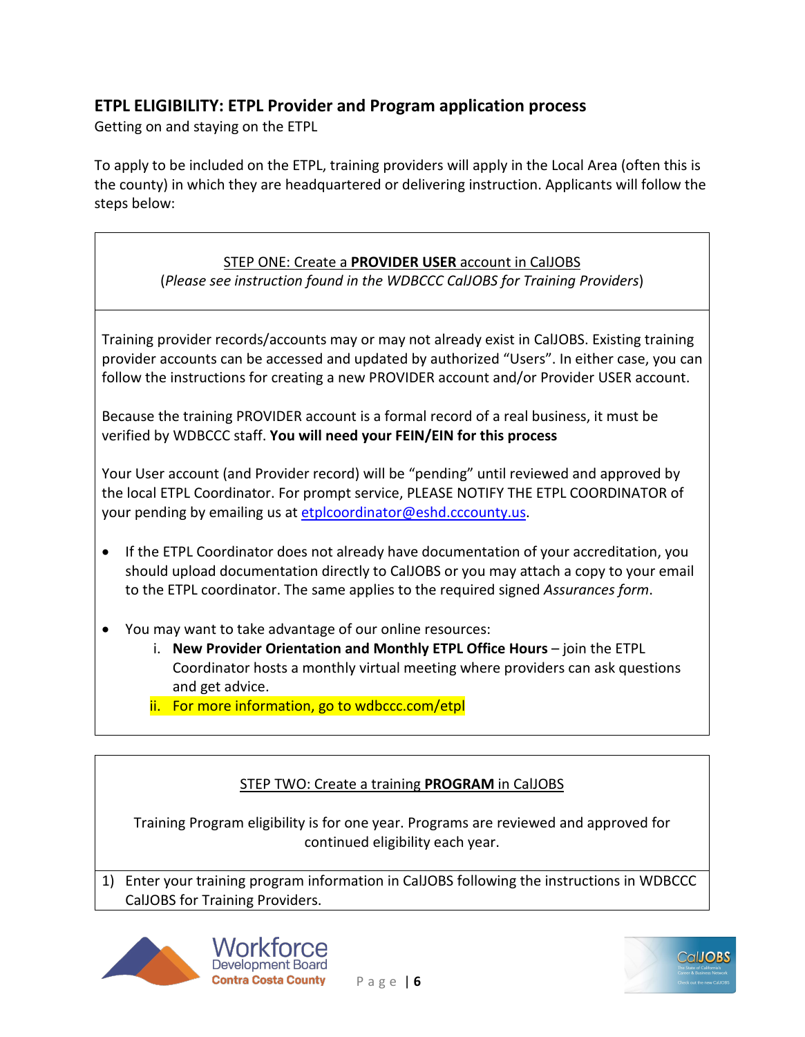## ETPL ELIGIBILITY: ETPL Provider and Program application process

Getting on and staying on the ETPL

To apply to be included on the ETPL, training providers will apply in the Local Area (often this is the county) in which they are headquartered or delivering instruction. Applicants will follow the steps below:

### STEP ONE: Create a **PROVIDER USER** account in CalJOBS

(*Please see instruction found in the WDBCCC CalJOBS for Training Providers*)

Training provider records/accounts may or may not already exist in CalJOBS. Existing training provider accounts can be accessed and updated by authorized "Users". In either case, you can follow the instructions for creating a new PROVIDER account and/or Provider USER account.

Because the training PROVIDER account is a formal record of a real business, it must be verified by WDBCCC staff. **You will need your FEIN/EIN for this process**

Your User account (and Provider record) will be "pending" until reviewed and approved by the local ETPL Coordinator. For prompt service, PLEASE NOTIFY THE ETPL COORDINATOR of your pending by emailing us at etplcoordinator@eshd.cccounty.us.

- If the ETPL Coordinator does not already have documentation of your accreditation, you should upload documentation directly to CalJOBS or you may attach a copy to your email to the ETPL coordinator. The same applies to the required signed *Assurances form*.
- You may want to take advantage of our online resources:
  - i. **New Provider Orientation and Monthly ETPL Office Hours** – join the ETPL Coordinator hosts a monthly virtual meeting where providers can ask questions and get advice.
  - ii. For more information, go to wdbccc.com/etpl

### STEP TWO: Create a training **PROGRAM** in CalJOBS

Training Program eligibility is for one year. Programs are reviewed and approved for continued eligibility each year.

1) Enter your training program information in CalJOBS following the instructions in WDBCCC CalJOBS for Training Providers.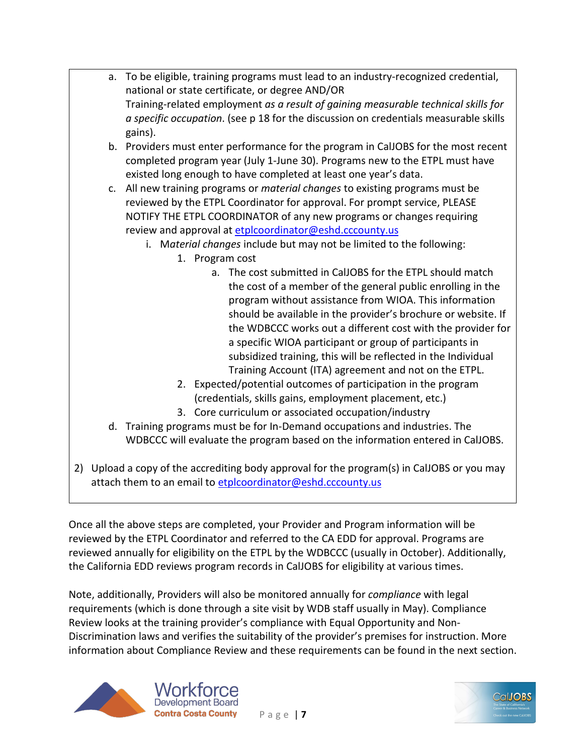a. To be eligible, training programs must lead to an industry-recognized credential, national or state certificate, or degree AND/OR
   Training-related employment *as a result of gaining measurable technical skills for a specific occupation*. (see p 18 for the discussion on credentials measurable skills gains).
b. Providers must enter performance for the program in CalJOBS for the most recent completed program year (July 1-June 30). Programs new to the ETPL must have existed long enough to have completed at least one year's data.
c. All new training programs or *material changes* to existing programs must be reviewed by the ETPL Coordinator for approval. For prompt service, PLEASE NOTIFY THE ETPL COORDINATOR of any new programs or changes requiring review and approval at etplcoordinator@eshd.cccounty.us
   i. M*aterial changes* include but may not be limited to the following:
      1. Program cost
         a. The cost submitted in CalJOBS for the ETPL should match the cost of a member of the general public enrolling in the program without assistance from WIOA. This information should be available in the provider's brochure or website. If the WDBCCC works out a different cost with the provider for a specific WIOA participant or group of participants in subsidized training, this will be reflected in the Individual Training Account (ITA) agreement and not on the ETPL.
      2. Expected/potential outcomes of participation in the program (credentials, skills gains, employment placement, etc.)
      3. Core curriculum or associated occupation/industry
d. Training programs must be for In-Demand occupations and industries. The WDBCCC will evaluate the program based on the information entered in CalJOBS.

2) Upload a copy of the accrediting body approval for the program(s) in CalJOBS or you may attach them to an email to etplcoordinator@eshd.cccounty.us

Once all the above steps are completed, your Provider and Program information will be reviewed by the ETPL Coordinator and referred to the CA EDD for approval. Programs are reviewed annually for eligibility on the ETPL by the WDBCCC (usually in October). Additionally, the California EDD reviews program records in CalJOBS for eligibility at various times.

Note, additionally, Providers will also be monitored annually for *compliance* with legal requirements (which is done through a site visit by WDB staff usually in May). Compliance Review looks at the training provider's compliance with Equal Opportunity and Non-Discrimination laws and verifies the suitability of the provider's premises for instruction. More information about Compliance Review and these requirements can be found in the next section.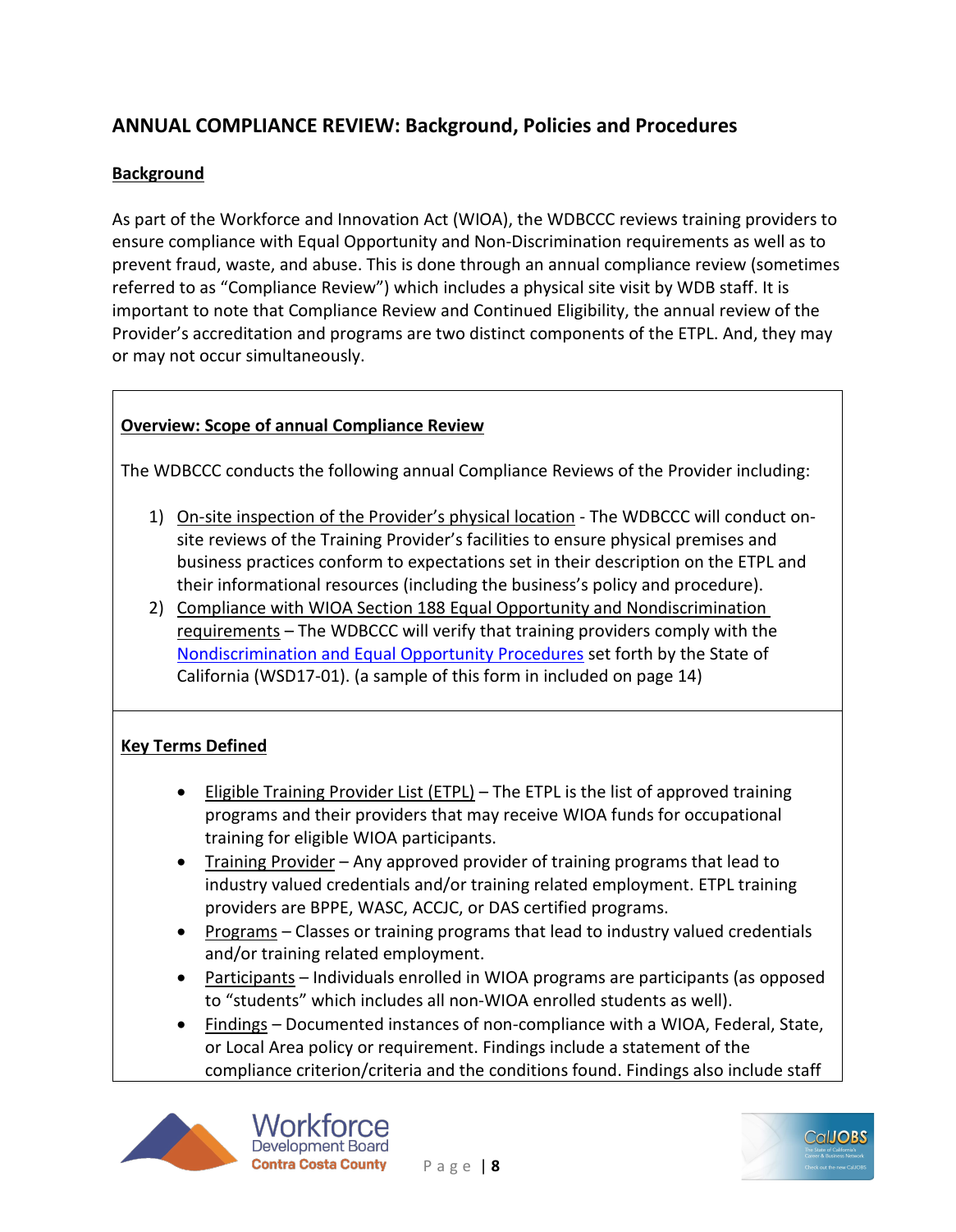## ANNUAL COMPLIANCE REVIEW: Background, Policies and Procedures

**Background**

As part of the Workforce and Innovation Act (WIOA), the WDBCCC reviews training providers to ensure compliance with Equal Opportunity and Non-Discrimination requirements as well as to prevent fraud, waste, and abuse. This is done through an annual compliance review (sometimes referred to as "Compliance Review") which includes a physical site visit by WDB staff. It is important to note that Compliance Review and Continued Eligibility, the annual review of the Provider's accreditation and programs are two distinct components of the ETPL. And, they may or may not occur simultaneously.

**Overview: Scope of annual Compliance Review**

The WDBCCC conducts the following annual Compliance Reviews of the Provider including:

1) On-site inspection of the Provider's physical location - The WDBCCC will conduct on-site reviews of the Training Provider's facilities to ensure physical premises and business practices conform to expectations set in their description on the ETPL and their informational resources (including the business's policy and procedure).
2) Compliance with WIOA Section 188 Equal Opportunity and Nondiscrimination requirements – The WDBCCC will verify that training providers comply with the Nondiscrimination and Equal Opportunity Procedures set forth by the State of California (WSD17-01). (a sample of this form in included on page 14)

**Key Terms Defined**

- Eligible Training Provider List (ETPL) – The ETPL is the list of approved training programs and their providers that may receive WIOA funds for occupational training for eligible WIOA participants.
- Training Provider – Any approved provider of training programs that lead to industry valued credentials and/or training related employment. ETPL training providers are BPPE, WASC, ACCJC, or DAS certified programs.
- Programs – Classes or training programs that lead to industry valued credentials and/or training related employment.
- Participants – Individuals enrolled in WIOA programs are participants (as opposed to "students" which includes all non-WIOA enrolled students as well).
- Findings – Documented instances of non-compliance with a WIOA, Federal, State, or Local Area policy or requirement. Findings include a statement of the compliance criterion/criteria and the conditions found. Findings also include staff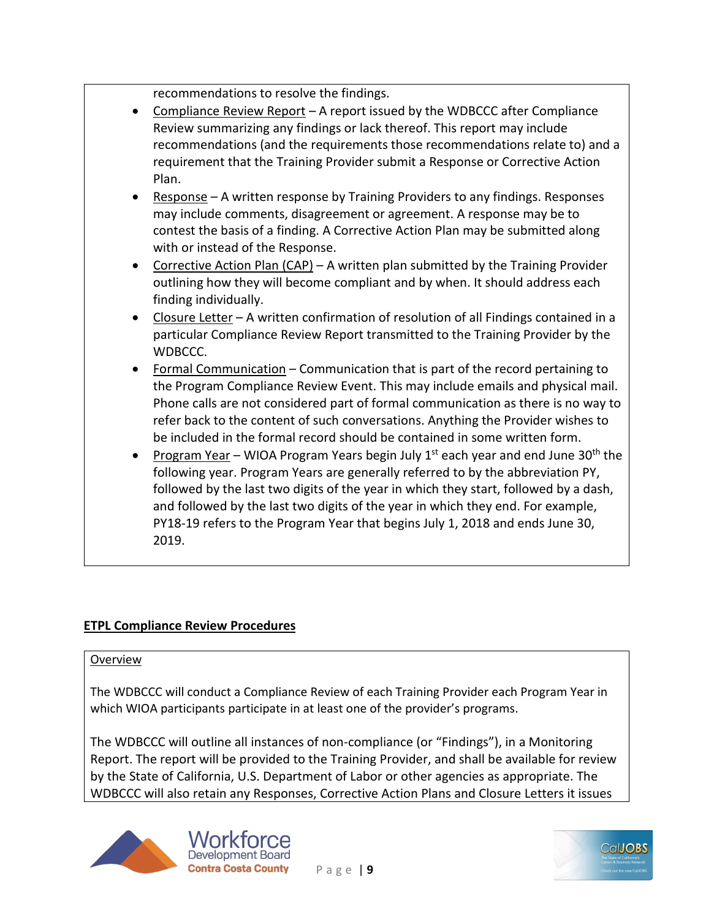recommendations to resolve the findings.

- Compliance Review Report – A report issued by the WDBCCC after Compliance Review summarizing any findings or lack thereof. This report may include recommendations (and the requirements those recommendations relate to) and a requirement that the Training Provider submit a Response or Corrective Action Plan.
- Response – A written response by Training Providers to any findings. Responses may include comments, disagreement or agreement. A response may be to contest the basis of a finding. A Corrective Action Plan may be submitted along with or instead of the Response.
- Corrective Action Plan (CAP) – A written plan submitted by the Training Provider outlining how they will become compliant and by when. It should address each finding individually.
- Closure Letter – A written confirmation of resolution of all Findings contained in a particular Compliance Review Report transmitted to the Training Provider by the WDBCCC.
- Formal Communication – Communication that is part of the record pertaining to the Program Compliance Review Event. This may include emails and physical mail. Phone calls are not considered part of formal communication as there is no way to refer back to the content of such conversations. Anything the Provider wishes to be included in the formal record should be contained in some written form.
- Program Year – WIOA Program Years begin July 1st each year and end June 30th the following year. Program Years are generally referred to by the abbreviation PY, followed by the last two digits of the year in which they start, followed by a dash, and followed by the last two digits of the year in which they end. For example, PY18-19 refers to the Program Year that begins July 1, 2018 and ends June 30, 2019.

## ETPL Compliance Review Procedures

Overview

The WDBCCC will conduct a Compliance Review of each Training Provider each Program Year in which WIOA participants participate in at least one of the provider's programs.

The WDBCCC will outline all instances of non-compliance (or "Findings"), in a Monitoring Report. The report will be provided to the Training Provider, and shall be available for review by the State of California, U.S. Department of Labor or other agencies as appropriate. The WDBCCC will also retain any Responses, Corrective Action Plans and Closure Letters it issues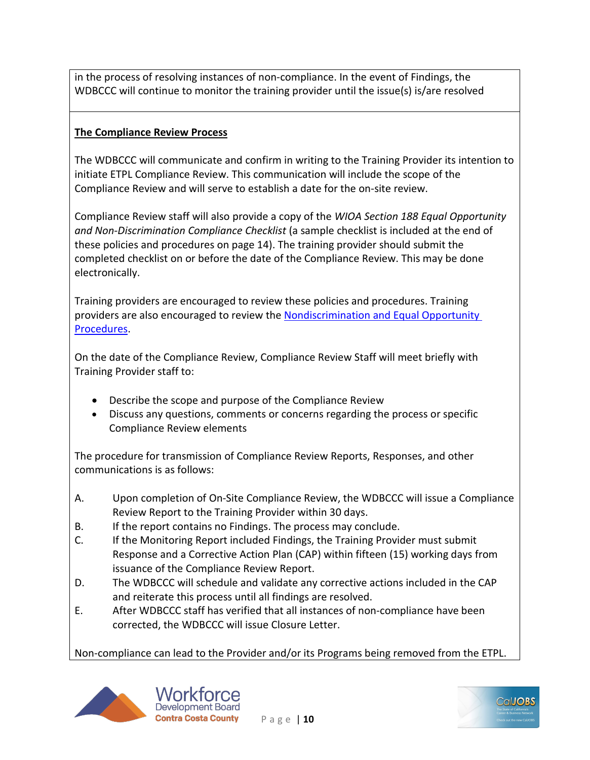in the process of resolving instances of non-compliance. In the event of Findings, the WDBCCC will continue to monitor the training provider until the issue(s) is/are resolved

**The Compliance Review Process**

The WDBCCC will communicate and confirm in writing to the Training Provider its intention to initiate ETPL Compliance Review. This communication will include the scope of the Compliance Review and will serve to establish a date for the on-site review.

Compliance Review staff will also provide a copy of the *WIOA Section 188 Equal Opportunity and Non-Discrimination Compliance Checklist* (a sample checklist is included at the end of these policies and procedures on page 14). The training provider should submit the completed checklist on or before the date of the Compliance Review. This may be done electronically.

Training providers are encouraged to review these policies and procedures. Training providers are also encouraged to review the [Nondiscrimination and Equal Opportunity Procedures]().

On the date of the Compliance Review, Compliance Review Staff will meet briefly with Training Provider staff to:

- Describe the scope and purpose of the Compliance Review
- Discuss any questions, comments or concerns regarding the process or specific Compliance Review elements

The procedure for transmission of Compliance Review Reports, Responses, and other communications is as follows:

A. Upon completion of On-Site Compliance Review, the WDBCCC will issue a Compliance Review Report to the Training Provider within 30 days.
B. If the report contains no Findings. The process may conclude.
C. If the Monitoring Report included Findings, the Training Provider must submit Response and a Corrective Action Plan (CAP) within fifteen (15) working days from issuance of the Compliance Review Report.
D. The WDBCCC will schedule and validate any corrective actions included in the CAP and reiterate this process until all findings are resolved.
E. After WDBCCC staff has verified that all instances of non-compliance have been corrected, the WDBCCC will issue Closure Letter.

Non-compliance can lead to the Provider and/or its Programs being removed from the ETPL.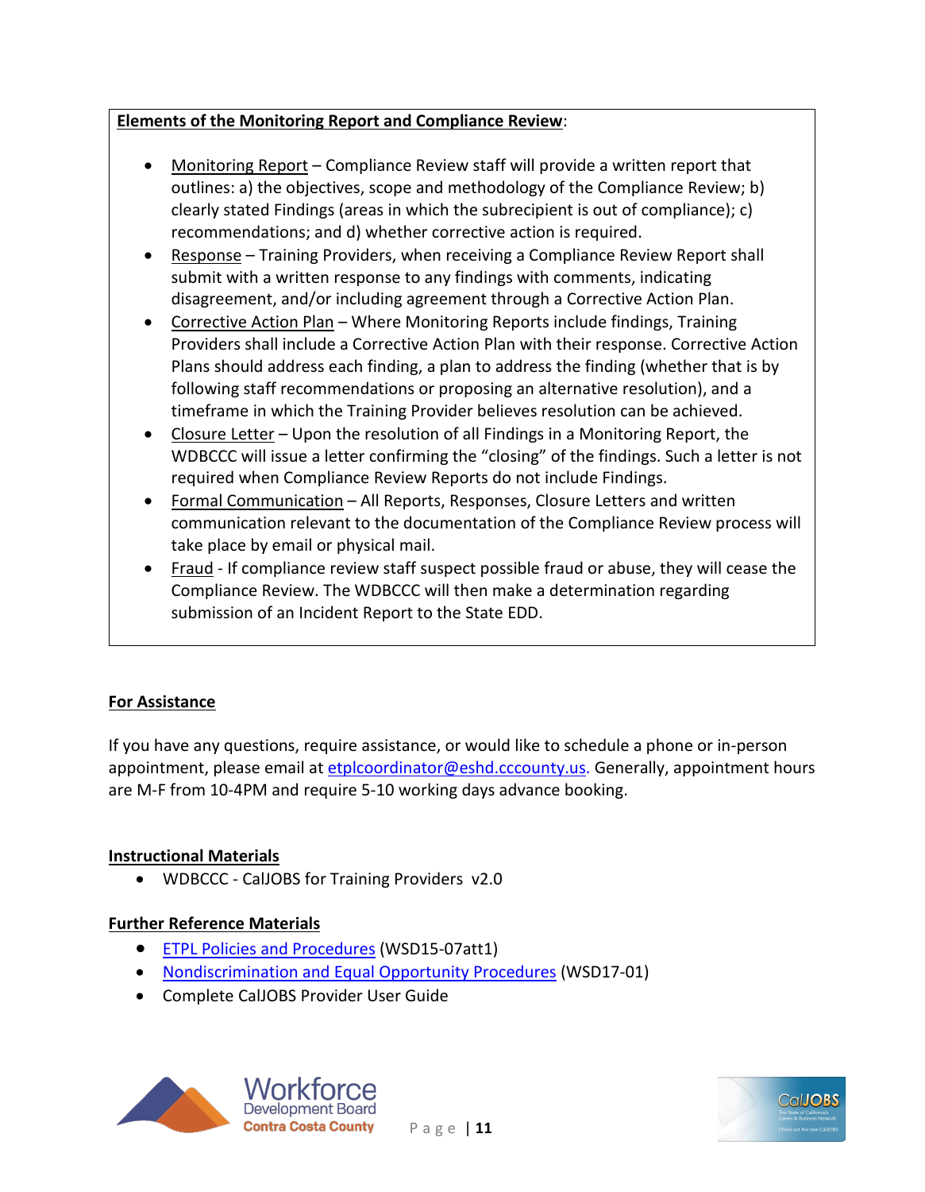**Elements of the Monitoring Report and Compliance Review**:

- Monitoring Report – Compliance Review staff will provide a written report that outlines: a) the objectives, scope and methodology of the Compliance Review; b) clearly stated Findings (areas in which the subrecipient is out of compliance); c) recommendations; and d) whether corrective action is required.
- Response – Training Providers, when receiving a Compliance Review Report shall submit with a written response to any findings with comments, indicating disagreement, and/or including agreement through a Corrective Action Plan.
- Corrective Action Plan – Where Monitoring Reports include findings, Training Providers shall include a Corrective Action Plan with their response. Corrective Action Plans should address each finding, a plan to address the finding (whether that is by following staff recommendations or proposing an alternative resolution), and a timeframe in which the Training Provider believes resolution can be achieved.
- Closure Letter – Upon the resolution of all Findings in a Monitoring Report, the WDBCCC will issue a letter confirming the "closing" of the findings. Such a letter is not required when Compliance Review Reports do not include Findings.
- Formal Communication – All Reports, Responses, Closure Letters and written communication relevant to the documentation of the Compliance Review process will take place by email or physical mail.
- Fraud - If compliance review staff suspect possible fraud or abuse, they will cease the Compliance Review. The WDBCCC will then make a determination regarding submission of an Incident Report to the State EDD.

**For Assistance**

If you have any questions, require assistance, or would like to schedule a phone or in-person appointment, please email at etplcoordinator@eshd.cccounty.us. Generally, appointment hours are M-F from 10-4PM and require 5-10 working days advance booking.

**Instructional Materials**

- WDBCCC - CalJOBS for Training Providers v2.0

**Further Reference Materials**

- ETPL Policies and Procedures (WSD15-07att1)
- Nondiscrimination and Equal Opportunity Procedures (WSD17-01)
- Complete CalJOBS Provider User Guide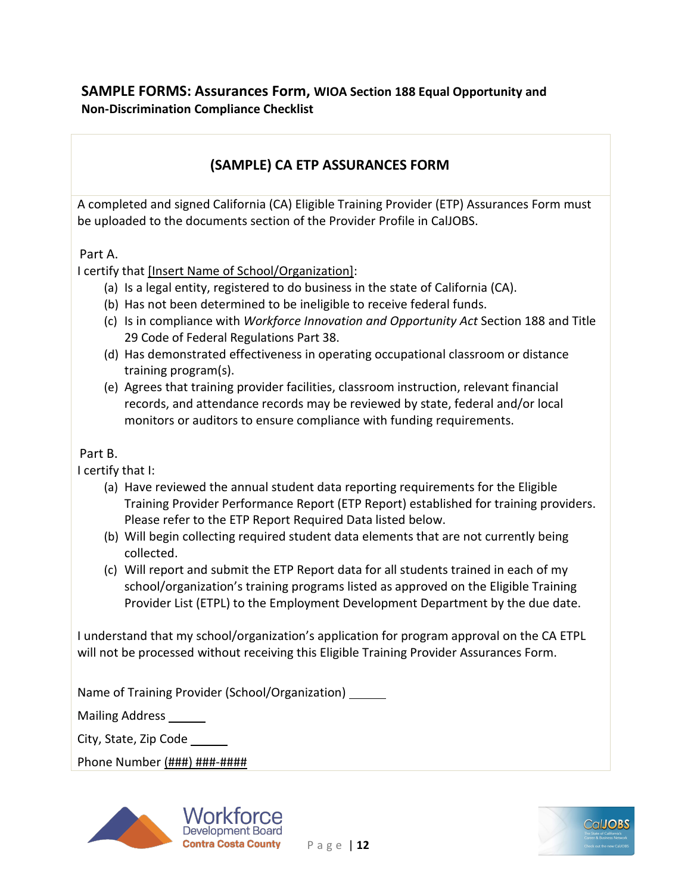**SAMPLE FORMS: Assurances Form, WIOA Section 188 Equal Opportunity and Non-Discrimination Compliance Checklist**

## (SAMPLE) CA ETP ASSURANCES FORM

A completed and signed California (CA) Eligible Training Provider (ETP) Assurances Form must be uploaded to the documents section of the Provider Profile in CalJOBS.

Part A.

I certify that [Insert Name of School/Organization]:

(a) Is a legal entity, registered to do business in the state of California (CA).
(b) Has not been determined to be ineligible to receive federal funds.
(c) Is in compliance with *Workforce Innovation and Opportunity Act* Section 188 and Title 29 Code of Federal Regulations Part 38.
(d) Has demonstrated effectiveness in operating occupational classroom or distance training program(s).
(e) Agrees that training provider facilities, classroom instruction, relevant financial records, and attendance records may be reviewed by state, federal and/or local monitors or auditors to ensure compliance with funding requirements.

Part B.

I certify that I:

(a) Have reviewed the annual student data reporting requirements for the Eligible Training Provider Performance Report (ETP Report) established for training providers. Please refer to the ETP Report Required Data listed below.
(b) Will begin collecting required student data elements that are not currently being collected.
(c) Will report and submit the ETP Report data for all students trained in each of my school/organization's training programs listed as approved on the Eligible Training Provider List (ETPL) to the Employment Development Department by the due date.

I understand that my school/organization's application for program approval on the CA ETPL will not be processed without receiving this Eligible Training Provider Assurances Form.

Name of Training Provider (School/Organization) ______

Mailing Address ______

City, State, Zip Code ______

Phone Number (###) ###-####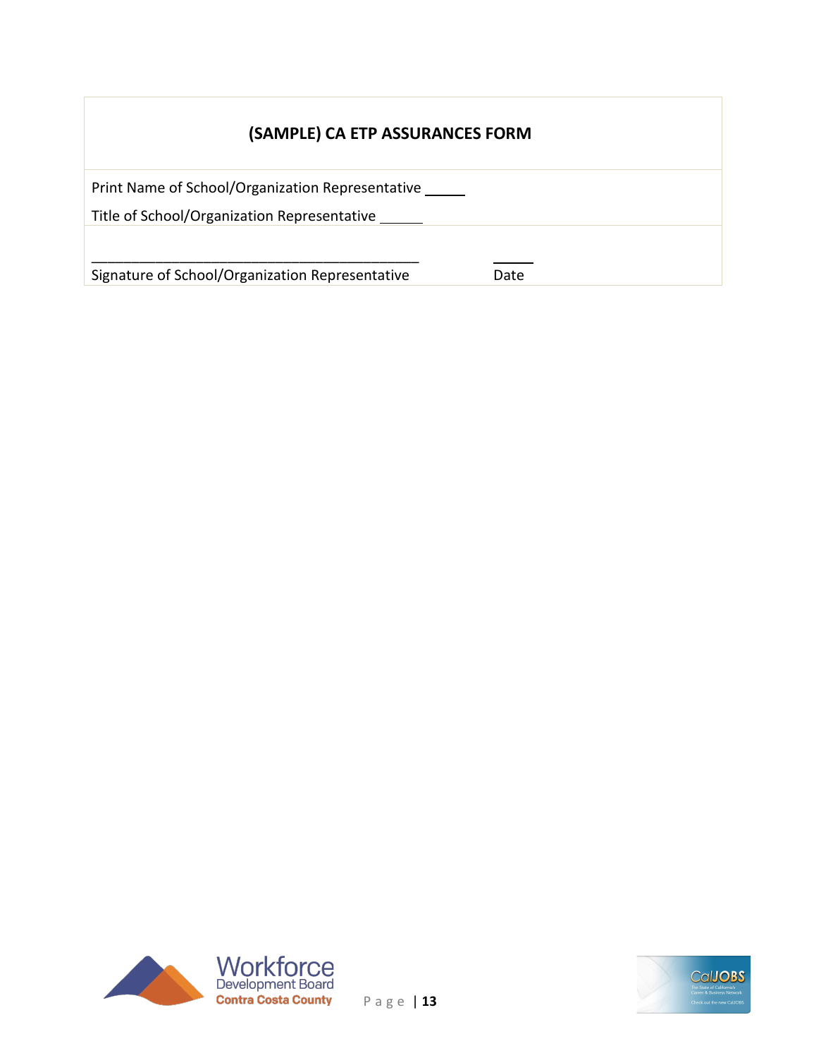## (SAMPLE) CA ETP ASSURANCES FORM

Print Name of School/Organization Representative _____

Title of School/Organization Representative _____

_________________________________________ _____

Signature of School/Organization Representative Date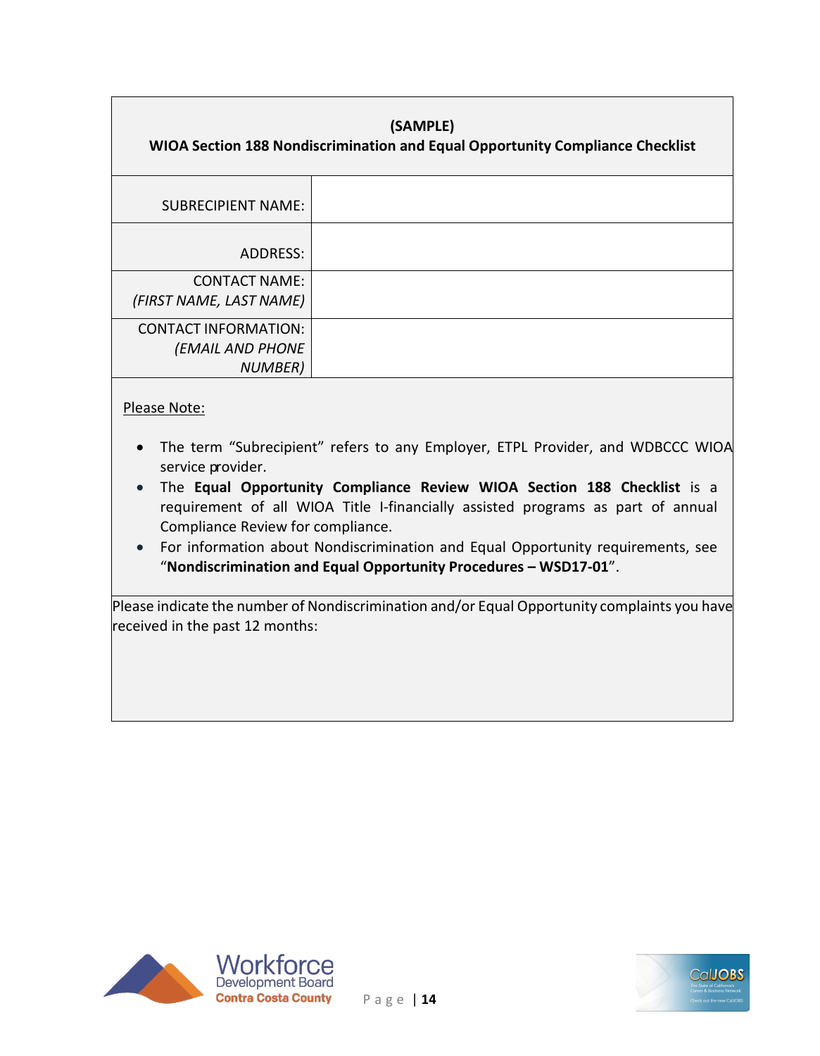**(SAMPLE)**
**WIOA Section 188 Nondiscrimination and Equal Opportunity Compliance Checklist**

| | |
|---|---|
| SUBRECIPIENT NAME: | |
| ADDRESS: | |
| CONTACT NAME: *(FIRST NAME, LAST NAME)* | |
| CONTACT INFORMATION: *(EMAIL AND PHONE NUMBER)* | |

<u>Please Note:</u>

- The term "Subrecipient" refers to any Employer, ETPL Provider, and WDBCCC WIOA service provider.
- The **Equal Opportunity Compliance Review WIOA Section 188 Checklist** is a requirement of all WIOA Title I-financially assisted programs as part of annual Compliance Review for compliance.
- For information about Nondiscrimination and Equal Opportunity requirements, see "**Nondiscrimination and Equal Opportunity Procedures – WSD17-01**".

Please indicate the number of Nondiscrimination and/or Equal Opportunity complaints you have received in the past 12 months: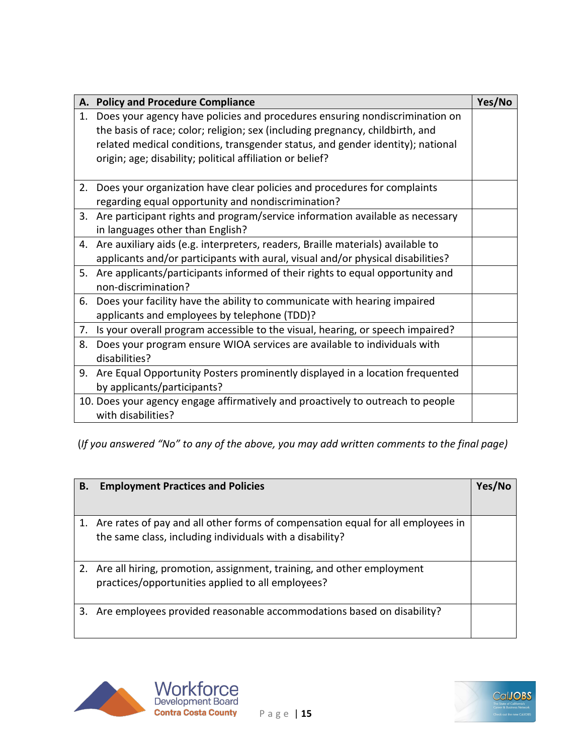| A. Policy and Procedure Compliance | Yes/No |
|---|---|
| 1. Does your agency have policies and procedures ensuring nondiscrimination on the basis of race; color; religion; sex (including pregnancy, childbirth, and related medical conditions, transgender status, and gender identity); national origin; age; disability; political affiliation or belief? | |
| 2. Does your organization have clear policies and procedures for complaints regarding equal opportunity and nondiscrimination? | |
| 3. Are participant rights and program/service information available as necessary in languages other than English? | |
| 4. Are auxiliary aids (e.g. interpreters, readers, Braille materials) available to applicants and/or participants with aural, visual and/or physical disabilities? | |
| 5. Are applicants/participants informed of their rights to equal opportunity and non-discrimination? | |
| 6. Does your facility have the ability to communicate with hearing impaired applicants and employees by telephone (TDD)? | |
| 7. Is your overall program accessible to the visual, hearing, or speech impaired? | |
| 8. Does your program ensure WIOA services are available to individuals with disabilities? | |
| 9. Are Equal Opportunity Posters prominently displayed in a location frequented by applicants/participants? | |
| 10. Does your agency engage affirmatively and proactively to outreach to people with disabilities? | |

(*If you answered "No" to any of the above, you may add written comments to the final page*)

| B. Employment Practices and Policies | Yes/No |
|---|---|
| 1. Are rates of pay and all other forms of compensation equal for all employees in the same class, including individuals with a disability? | |
| 2. Are all hiring, promotion, assignment, training, and other employment practices/opportunities applied to all employees? | |
| 3. Are employees provided reasonable accommodations based on disability? | |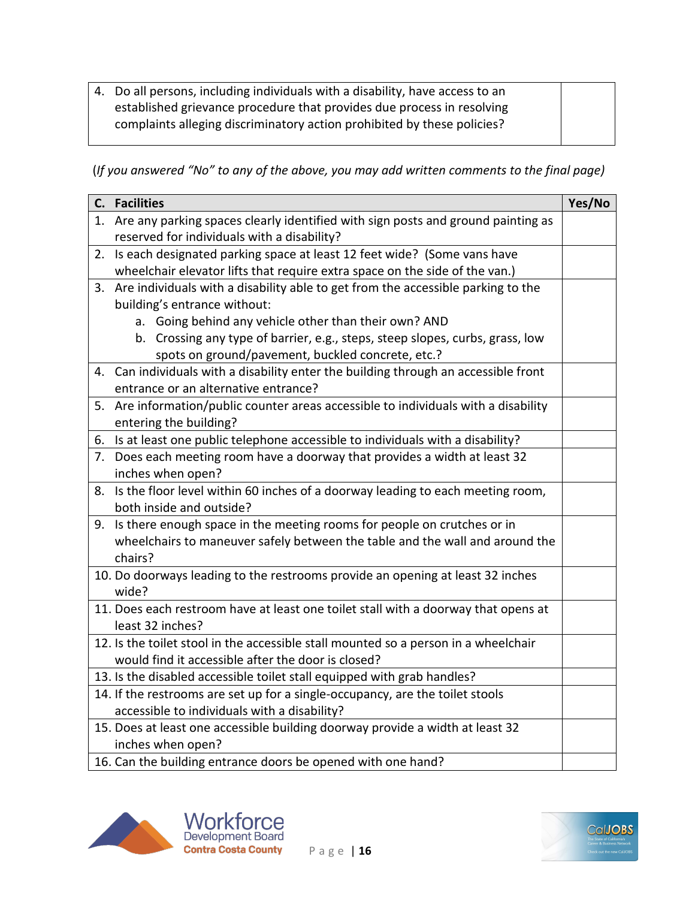| 4. Do all persons, including individuals with a disability, have access to an established grievance procedure that provides due process in resolving complaints alleging discriminatory action prohibited by these policies? | |
|---|---|

*(If you answered "No" to any of the above, you may add written comments to the final page)*

| C. Facilities | Yes/No |
|---|---|
| 1. Are any parking spaces clearly identified with sign posts and ground painting as reserved for individuals with a disability? | |
| 2. Is each designated parking space at least 12 feet wide? (Some vans have wheelchair elevator lifts that require extra space on the side of the van.) | |
| 3. Are individuals with a disability able to get from the accessible parking to the building's entrance without: a. Going behind any vehicle other than their own? AND b. Crossing any type of barrier, e.g., steps, steep slopes, curbs, grass, low spots on ground/pavement, buckled concrete, etc.? | |
| 4. Can individuals with a disability enter the building through an accessible front entrance or an alternative entrance? | |
| 5. Are information/public counter areas accessible to individuals with a disability entering the building? | |
| 6. Is at least one public telephone accessible to individuals with a disability? | |
| 7. Does each meeting room have a doorway that provides a width at least 32 inches when open? | |
| 8. Is the floor level within 60 inches of a doorway leading to each meeting room, both inside and outside? | |
| 9. Is there enough space in the meeting rooms for people on crutches or in wheelchairs to maneuver safely between the table and the wall and around the chairs? | |
| 10. Do doorways leading to the restrooms provide an opening at least 32 inches wide? | |
| 11. Does each restroom have at least one toilet stall with a doorway that opens at least 32 inches? | |
| 12. Is the toilet stool in the accessible stall mounted so a person in a wheelchair would find it accessible after the door is closed? | |
| 13. Is the disabled accessible toilet stall equipped with grab handles? | |
| 14. If the restrooms are set up for a single-occupancy, are the toilet stools accessible to individuals with a disability? | |
| 15. Does at least one accessible building doorway provide a width at least 32 inches when open? | |
| 16. Can the building entrance doors be opened with one hand? | |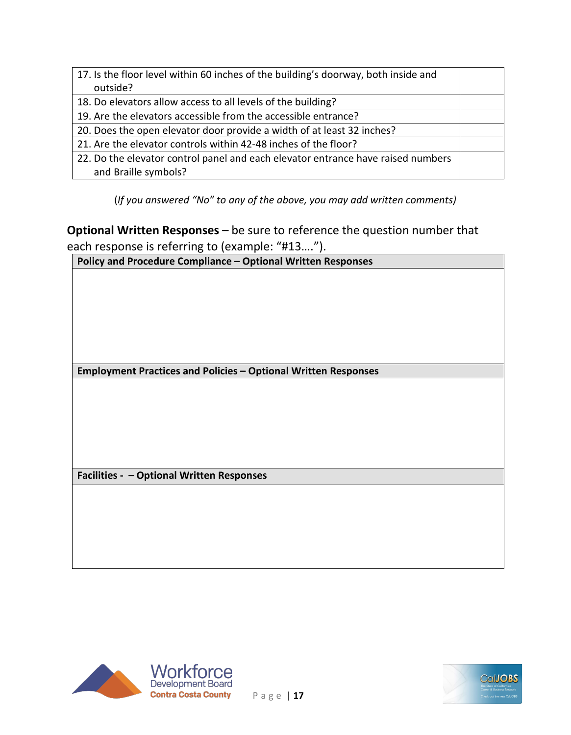| | |
|---|---|
| 17. Is the floor level within 60 inches of the building's doorway, both inside and outside? | |
| 18. Do elevators allow access to all levels of the building? | |
| 19. Are the elevators accessible from the accessible entrance? | |
| 20. Does the open elevator door provide a width of at least 32 inches? | |
| 21. Are the elevator controls within 42-48 inches of the floor? | |
| 22. Do the elevator control panel and each elevator entrance have raised numbers and Braille symbols? | |

(*If you answered "No" to any of the above, you may add written comments)*

**Optional Written Responses –** be sure to reference the question number that each response is referring to (example: "#13….").

| **Policy and Procedure Compliance – Optional Written Responses** |
|---|
| |

| **Employment Practices and Policies – Optional Written Responses** |
|---|
| |

| **Facilities - – Optional Written Responses** |
|---|
| |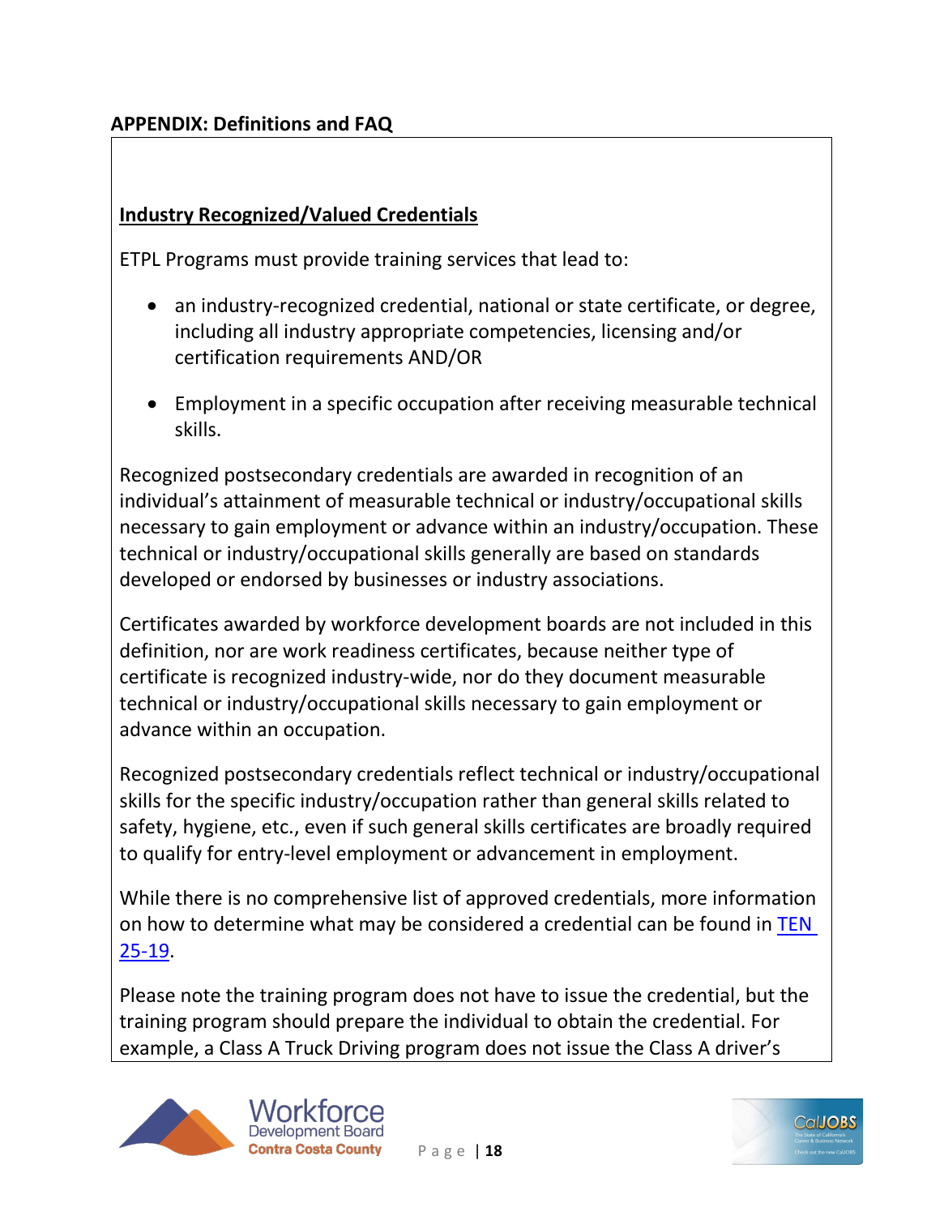## APPENDIX: Definitions and FAQ

**Industry Recognized/Valued Credentials**

ETPL Programs must provide training services that lead to:

- an industry-recognized credential, national or state certificate, or degree, including all industry appropriate competencies, licensing and/or certification requirements AND/OR
- Employment in a specific occupation after receiving measurable technical skills.

Recognized postsecondary credentials are awarded in recognition of an individual's attainment of measurable technical or industry/occupational skills necessary to gain employment or advance within an industry/occupation. These technical or industry/occupational skills generally are based on standards developed or endorsed by businesses or industry associations.

Certificates awarded by workforce development boards are not included in this definition, nor are work readiness certificates, because neither type of certificate is recognized industry-wide, nor do they document measurable technical or industry/occupational skills necessary to gain employment or advance within an occupation.

Recognized postsecondary credentials reflect technical or industry/occupational skills for the specific industry/occupation rather than general skills related to safety, hygiene, etc., even if such general skills certificates are broadly required to qualify for entry-level employment or advancement in employment.

While there is no comprehensive list of approved credentials, more information on how to determine what may be considered a credential can be found in TEN 25-19.

Please note the training program does not have to issue the credential, but the training program should prepare the individual to obtain the credential. For example, a Class A Truck Driving program does not issue the Class A driver's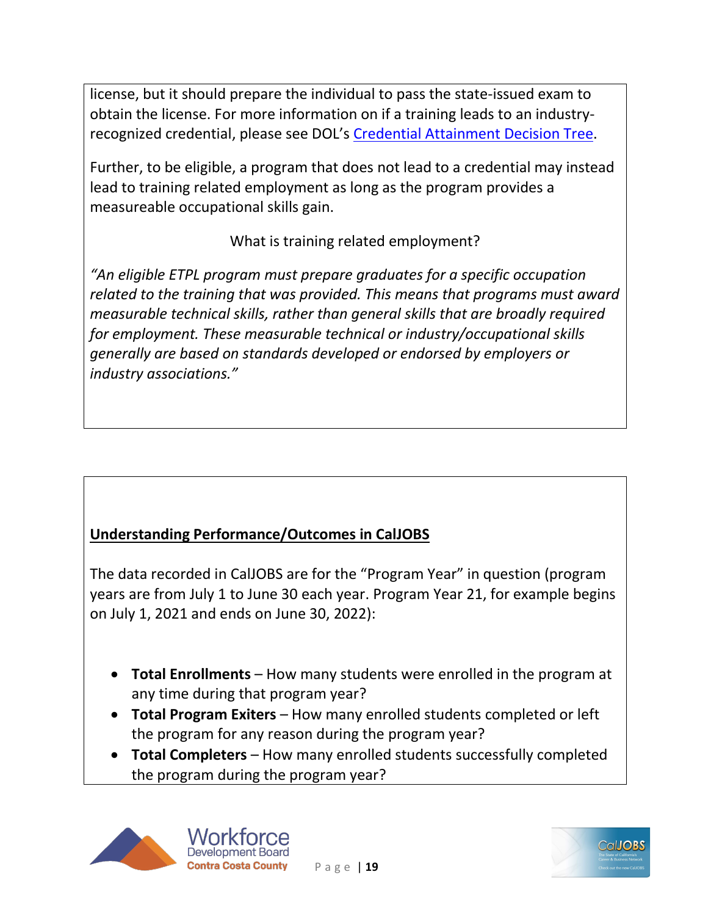license, but it should prepare the individual to pass the state-issued exam to obtain the license. For more information on if a training leads to an industry-recognized credential, please see DOL's [Credential Attainment Decision Tree].

Further, to be eligible, a program that does not lead to a credential may instead lead to training related employment as long as the program provides a measureable occupational skills gain.

What is training related employment?

*"An eligible ETPL program must prepare graduates for a specific occupation related to the training that was provided. This means that programs must award measurable technical skills, rather than general skills that are broadly required for employment. These measurable technical or industry/occupational skills generally are based on standards developed or endorsed by employers or industry associations."*

## Understanding Performance/Outcomes in CalJOBS

The data recorded in CalJOBS are for the "Program Year" in question (program years are from July 1 to June 30 each year. Program Year 21, for example begins on July 1, 2021 and ends on June 30, 2022):

- **Total Enrollments** – How many students were enrolled in the program at any time during that program year?
- **Total Program Exiters** – How many enrolled students completed or left the program for any reason during the program year?
- **Total Completers** – How many enrolled students successfully completed the program during the program year?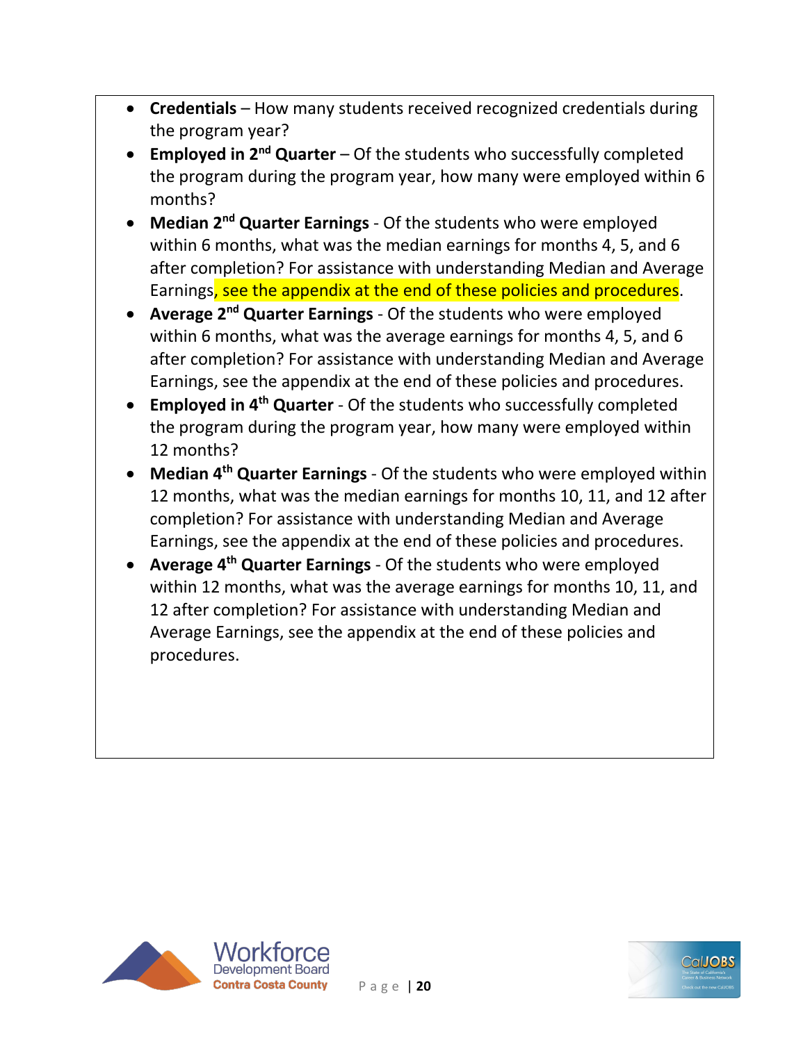- **Credentials** – How many students received recognized credentials during the program year?
- **Employed in 2nd Quarter** – Of the students who successfully completed the program during the program year, how many were employed within 6 months?
- **Median 2nd Quarter Earnings** - Of the students who were employed within 6 months, what was the median earnings for months 4, 5, and 6 after completion? For assistance with understanding Median and Average Earnings, see the appendix at the end of these policies and procedures.
- **Average 2nd Quarter Earnings** - Of the students who were employed within 6 months, what was the average earnings for months 4, 5, and 6 after completion? For assistance with understanding Median and Average Earnings, see the appendix at the end of these policies and procedures.
- **Employed in 4th Quarter** - Of the students who successfully completed the program during the program year, how many were employed within 12 months?
- **Median 4th Quarter Earnings** - Of the students who were employed within 12 months, what was the median earnings for months 10, 11, and 12 after completion? For assistance with understanding Median and Average Earnings, see the appendix at the end of these policies and procedures.
- **Average 4th Quarter Earnings** - Of the students who were employed within 12 months, what was the average earnings for months 10, 11, and 12 after completion? For assistance with understanding Median and Average Earnings, see the appendix at the end of these policies and procedures.